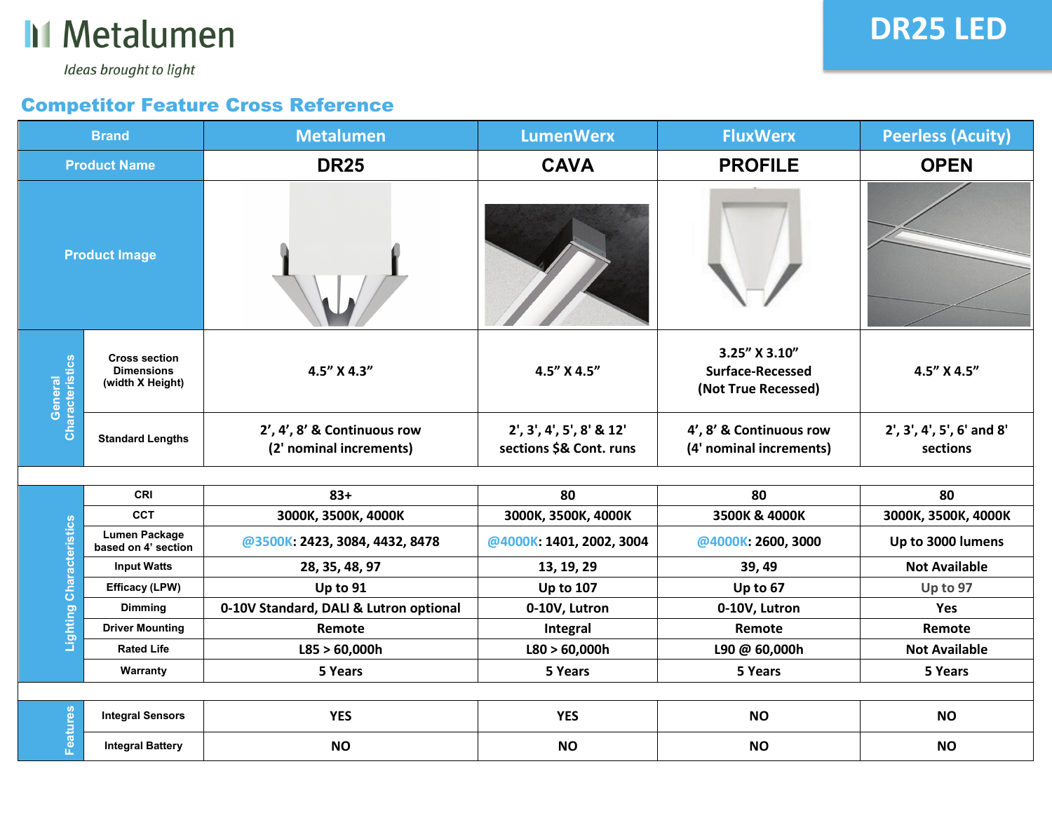Metalumen

*Ideas brought to light*

# DR25 LED

## Competitor Feature Cross Reference

| | Brand | Metalumen | LumenWerx | FluxWerx | Peerless (Acuity) |
|---|---|---|---|---|---|
| | Product Name | DR25 | CAVA | PROFILE | OPEN |
| | Product Image | | | | |
| General Characteristics | Cross section Dimensions (width X Height) | 4.5" X 4.3" | 4.5" X 4.5" | 3.25" X 3.10" Surface-Recessed (Not True Recessed) | 4.5" X 4.5" |
| | Standard Lengths | 2', 4', 8' & Continuous row (2' nominal increments) | 2', 3', 4', 5', 8' & 12' sections $& Cont. runs | 4', 8' & Continuous row (4' nominal increments) | 2', 3', 4', 5', 6' and 8' sections |
| | | | | | |
| Lighting Characteristics | CRI | 83+ | 80 | 80 | 80 |
| | CCT | 3000K, 3500K, 4000K | 3000K, 3500K, 4000K | 3500K & 4000K | 3000K, 3500K, 4000K |
| | Lumen Package based on 4' section | @3500K: 2423, 3084, 4432, 8478 | @4000K: 1401, 2002, 3004 | @4000K: 2600, 3000 | Up to 3000 lumens |
| | Input Watts | 28, 35, 48, 97 | 13, 19, 29 | 39, 49 | Not Available |
| | Efficacy (LPW) | Up to 91 | Up to 107 | Up to 67 | Up to 97 |
| | Dimming | 0-10V Standard, DALI & Lutron optional | 0-10V, Lutron | 0-10V, Lutron | Yes |
| | Driver Mounting | Remote | Integral | Remote | Remote |
| | Rated Life | L85 > 60,000h | L80 > 60,000h | L90 @ 60,000h | Not Available |
| | Warranty | 5 Years | 5 Years | 5 Years | 5 Years |
| | | | | | |
| Features | Integral Sensors | YES | YES | NO | NO |
| | Integral Battery | NO | NO | NO | NO |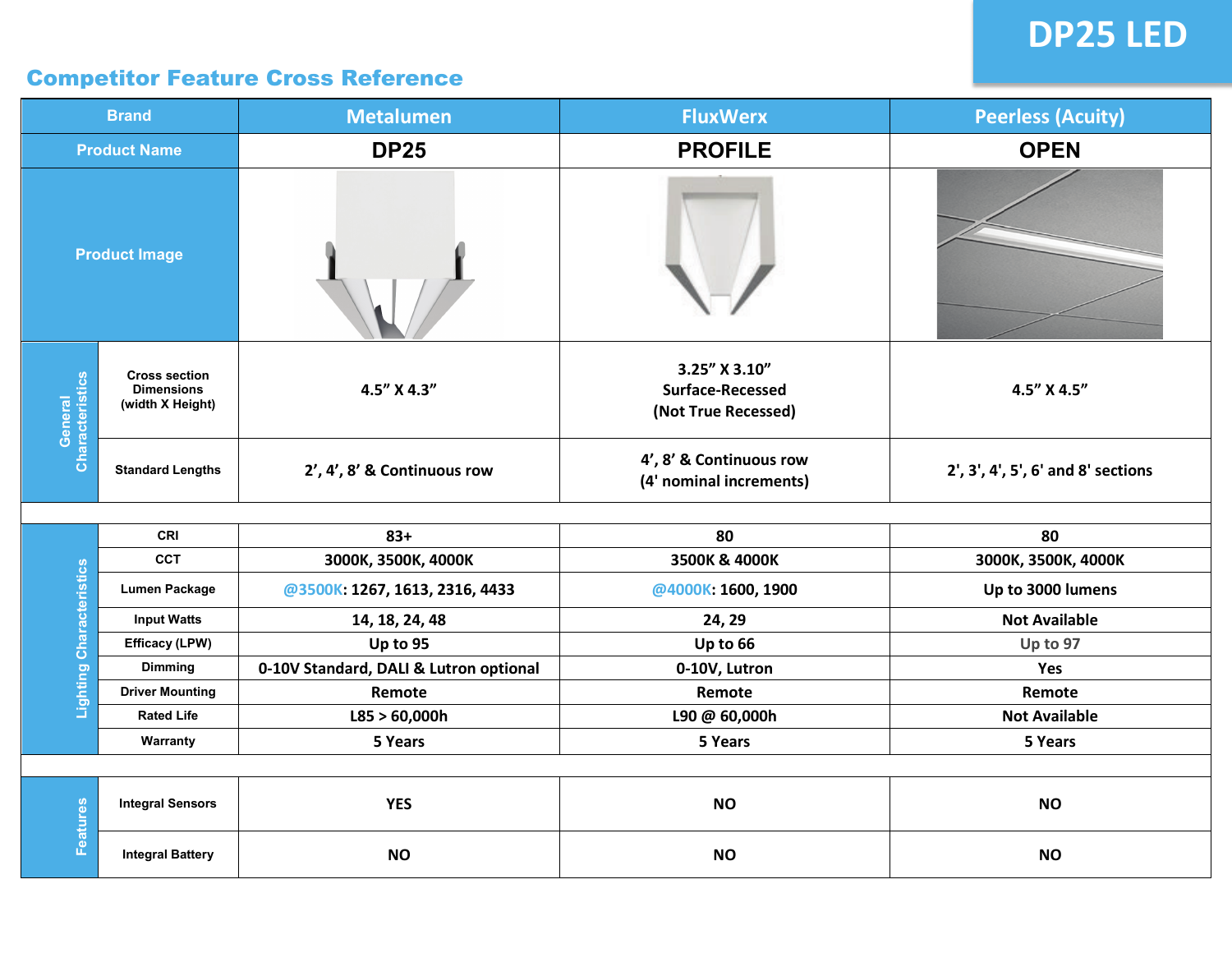# DP25 LED

## Competitor Feature Cross Reference

| | Brand | Metalumen | FluxWerx | Peerless (Acuity) |
|---|---|---|---|---|
| | Product Name | DP25 | PROFILE | OPEN |
| | Product Image | | | |
| General Characteristics | Cross section Dimensions (width X Height) | 4.5" X 4.3" | 3.25" X 3.10" Surface-Recessed (Not True Recessed) | 4.5" X 4.5" |
| | Standard Lengths | 2', 4', 8' & Continuous row | 4', 8' & Continuous row (4' nominal increments) | 2', 3', 4', 5', 6' and 8' sections |
| Lighting Characteristics | CRI | 83+ | 80 | 80 |
| | CCT | 3000K, 3500K, 4000K | 3500K & 4000K | 3000K, 3500K, 4000K |
| | Lumen Package | @3500K: 1267, 1613, 2316, 4433 | @4000K: 1600, 1900 | Up to 3000 lumens |
| | Input Watts | 14, 18, 24, 48 | 24, 29 | Not Available |
| | Efficacy (LPW) | Up to 95 | Up to 66 | Up to 97 |
| | Dimming | 0-10V Standard, DALI & Lutron optional | 0-10V, Lutron | Yes |
| | Driver Mounting | Remote | Remote | Remote |
| | Rated Life | L85 > 60,000h | L90 @ 60,000h | Not Available |
| | Warranty | 5 Years | 5 Years | 5 Years |
| Features | Integral Sensors | YES | NO | NO |
| | Integral Battery | NO | NO | NO |